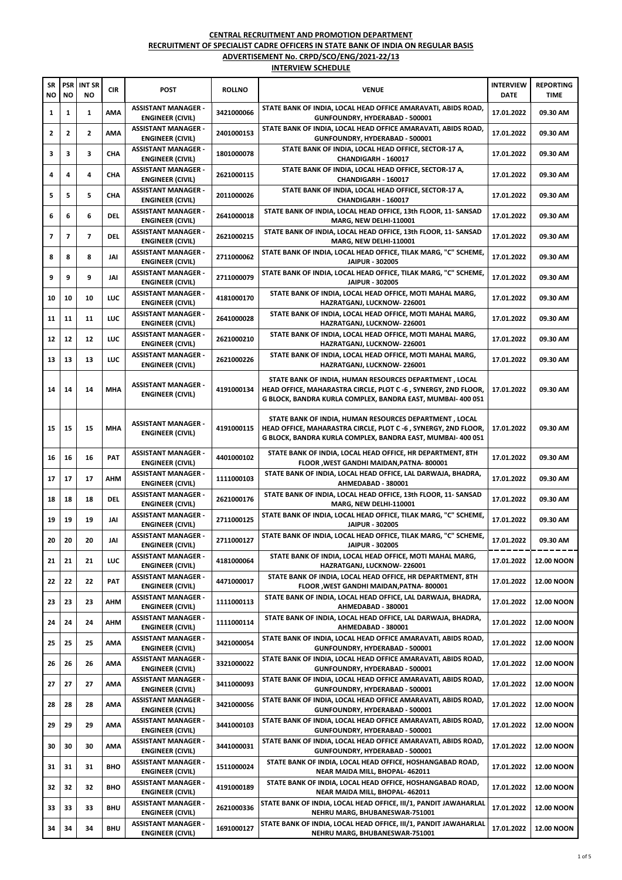**CENTRAL RECRUITMENT AND PROMOTION DEPARTMENT**

**RECRUITMENT OF SPECIALIST CADRE OFFICERS IN STATE BANK OF INDIA ON REGULAR BASIS**

**ADVERTISEMENT No. CRPD/SCO/ENG/2021-22/13**

**INTERVIEW SCHEDULE**

| SR NO | PSR NO | INT SR NO | CIR | POST | ROLLNO | VENUE | INTERVIEW DATE | REPORTING TIME |
|---|---|---|---|---|---|---|---|---|
| 1 | 1 | 1 | AMA | ASSISTANT MANAGER - ENGINEER (CIVIL) | 3421000066 | STATE BANK OF INDIA, LOCAL HEAD OFFICE AMARAVATI, ABIDS ROAD, GUNFOUNDRY, HYDERABAD - 500001 | 17.01.2022 | 09.30 AM |
| 2 | 2 | 2 | AMA | ASSISTANT MANAGER - ENGINEER (CIVIL) | 2401000153 | STATE BANK OF INDIA, LOCAL HEAD OFFICE AMARAVATI, ABIDS ROAD, GUNFOUNDRY, HYDERABAD - 500001 | 17.01.2022 | 09.30 AM |
| 3 | 3 | 3 | CHA | ASSISTANT MANAGER - ENGINEER (CIVIL) | 1801000078 | STATE BANK OF INDIA, LOCAL HEAD OFFICE, SECTOR-17 A, CHANDIGARH - 160017 | 17.01.2022 | 09.30 AM |
| 4 | 4 | 4 | CHA | ASSISTANT MANAGER - ENGINEER (CIVIL) | 2621000115 | STATE BANK OF INDIA, LOCAL HEAD OFFICE, SECTOR-17 A, CHANDIGARH - 160017 | 17.01.2022 | 09.30 AM |
| 5 | 5 | 5 | CHA | ASSISTANT MANAGER - ENGINEER (CIVIL) | 2011000026 | STATE BANK OF INDIA, LOCAL HEAD OFFICE, SECTOR-17 A, CHANDIGARH - 160017 | 17.01.2022 | 09.30 AM |
| 6 | 6 | 6 | DEL | ASSISTANT MANAGER - ENGINEER (CIVIL) | 2641000018 | STATE BANK OF INDIA, LOCAL HEAD OFFICE, 13th FLOOR, 11- SANSAD MARG, NEW DELHI-110001 | 17.01.2022 | 09.30 AM |
| 7 | 7 | 7 | DEL | ASSISTANT MANAGER - ENGINEER (CIVIL) | 2621000215 | STATE BANK OF INDIA, LOCAL HEAD OFFICE, 13th FLOOR, 11- SANSAD MARG, NEW DELHI-110001 | 17.01.2022 | 09.30 AM |
| 8 | 8 | 8 | JAI | ASSISTANT MANAGER - ENGINEER (CIVIL) | 2711000062 | STATE BANK OF INDIA, LOCAL HEAD OFFICE, TILAK MARG, "C" SCHEME, JAIPUR - 302005 | 17.01.2022 | 09.30 AM |
| 9 | 9 | 9 | JAI | ASSISTANT MANAGER - ENGINEER (CIVIL) | 2711000079 | STATE BANK OF INDIA, LOCAL HEAD OFFICE, TILAK MARG, "C" SCHEME, JAIPUR - 302005 | 17.01.2022 | 09.30 AM |
| 10 | 10 | 10 | LUC | ASSISTANT MANAGER - ENGINEER (CIVIL) | 4181000170 | STATE BANK OF INDIA, LOCAL HEAD OFFICE, MOTI MAHAL MARG, HAZRATGANJ, LUCKNOW- 226001 | 17.01.2022 | 09.30 AM |
| 11 | 11 | 11 | LUC | ASSISTANT MANAGER - ENGINEER (CIVIL) | 2641000028 | STATE BANK OF INDIA, LOCAL HEAD OFFICE, MOTI MAHAL MARG, HAZRATGANJ, LUCKNOW- 226001 | 17.01.2022 | 09.30 AM |
| 12 | 12 | 12 | LUC | ASSISTANT MANAGER - ENGINEER (CIVIL) | 2621000210 | STATE BANK OF INDIA, LOCAL HEAD OFFICE, MOTI MAHAL MARG, HAZRATGANJ, LUCKNOW- 226001 | 17.01.2022 | 09.30 AM |
| 13 | 13 | 13 | LUC | ASSISTANT MANAGER - ENGINEER (CIVIL) | 2621000226 | STATE BANK OF INDIA, LOCAL HEAD OFFICE, MOTI MAHAL MARG, HAZRATGANJ, LUCKNOW- 226001 | 17.01.2022 | 09.30 AM |
| 14 | 14 | 14 | MHA | ASSISTANT MANAGER - ENGINEER (CIVIL) | 4191000134 | STATE BANK OF INDIA, HUMAN RESOURCES DEPARTMENT , LOCAL HEAD OFFICE, MAHARASTRA CIRCLE, PLOT C -6 , SYNERGY, 2ND FLOOR, G BLOCK, BANDRA KURLA COMPLEX, BANDRA EAST, MUMBAI- 400 051 | 17.01.2022 | 09.30 AM |
| 15 | 15 | 15 | MHA | ASSISTANT MANAGER - ENGINEER (CIVIL) | 4191000115 | STATE BANK OF INDIA, HUMAN RESOURCES DEPARTMENT , LOCAL HEAD OFFICE, MAHARASTRA CIRCLE, PLOT C -6 , SYNERGY, 2ND FLOOR, G BLOCK, BANDRA KURLA COMPLEX, BANDRA EAST, MUMBAI- 400 051 | 17.01.2022 | 09.30 AM |
| 16 | 16 | 16 | PAT | ASSISTANT MANAGER - ENGINEER (CIVIL) | 4401000102 | STATE BANK OF INDIA, LOCAL HEAD OFFICE, HR DEPARTMENT, 8TH FLOOR ,WEST GANDHI MAIDAN,PATNA- 800001 | 17.01.2022 | 09.30 AM |
| 17 | 17 | 17 | AHM | ASSISTANT MANAGER - ENGINEER (CIVIL) | 1111000103 | STATE BANK OF INDIA, LOCAL HEAD OFFICE, LAL DARWAJA, BHADRA, AHMEDABAD - 380001 | 17.01.2022 | 09.30 AM |
| 18 | 18 | 18 | DEL | ASSISTANT MANAGER - ENGINEER (CIVIL) | 2621000176 | STATE BANK OF INDIA, LOCAL HEAD OFFICE, 13th FLOOR, 11- SANSAD MARG, NEW DELHI-110001 | 17.01.2022 | 09.30 AM |
| 19 | 19 | 19 | JAI | ASSISTANT MANAGER - ENGINEER (CIVIL) | 2711000125 | STATE BANK OF INDIA, LOCAL HEAD OFFICE, TILAK MARG, "C" SCHEME, JAIPUR - 302005 | 17.01.2022 | 09.30 AM |
| 20 | 20 | 20 | JAI | ASSISTANT MANAGER - ENGINEER (CIVIL) | 2711000127 | STATE BANK OF INDIA, LOCAL HEAD OFFICE, TILAK MARG, "C" SCHEME, JAIPUR - 302005 | 17.01.2022 | 09.30 AM |
| 21 | 21 | 21 | LUC | ASSISTANT MANAGER - ENGINEER (CIVIL) | 4181000064 | STATE BANK OF INDIA, LOCAL HEAD OFFICE, MOTI MAHAL MARG, HAZRATGANJ, LUCKNOW- 226001 | 17.01.2022 | 12.00 NOON |
| 22 | 22 | 22 | PAT | ASSISTANT MANAGER - ENGINEER (CIVIL) | 4471000017 | STATE BANK OF INDIA, LOCAL HEAD OFFICE, HR DEPARTMENT, 8TH FLOOR ,WEST GANDHI MAIDAN,PATNA- 800001 | 17.01.2022 | 12.00 NOON |
| 23 | 23 | 23 | AHM | ASSISTANT MANAGER - ENGINEER (CIVIL) | 1111000113 | STATE BANK OF INDIA, LOCAL HEAD OFFICE, LAL DARWAJA, BHADRA, AHMEDABAD - 380001 | 17.01.2022 | 12.00 NOON |
| 24 | 24 | 24 | AHM | ASSISTANT MANAGER - ENGINEER (CIVIL) | 1111000114 | STATE BANK OF INDIA, LOCAL HEAD OFFICE, LAL DARWAJA, BHADRA, AHMEDABAD - 380001 | 17.01.2022 | 12.00 NOON |
| 25 | 25 | 25 | AMA | ASSISTANT MANAGER - ENGINEER (CIVIL) | 3421000054 | STATE BANK OF INDIA, LOCAL HEAD OFFICE AMARAVATI, ABIDS ROAD, GUNFOUNDRY, HYDERABAD - 500001 | 17.01.2022 | 12.00 NOON |
| 26 | 26 | 26 | AMA | ASSISTANT MANAGER - ENGINEER (CIVIL) | 3321000022 | STATE BANK OF INDIA, LOCAL HEAD OFFICE AMARAVATI, ABIDS ROAD, GUNFOUNDRY, HYDERABAD - 500001 | 17.01.2022 | 12.00 NOON |
| 27 | 27 | 27 | AMA | ASSISTANT MANAGER - ENGINEER (CIVIL) | 3411000093 | STATE BANK OF INDIA, LOCAL HEAD OFFICE AMARAVATI, ABIDS ROAD, GUNFOUNDRY, HYDERABAD - 500001 | 17.01.2022 | 12.00 NOON |
| 28 | 28 | 28 | AMA | ASSISTANT MANAGER - ENGINEER (CIVIL) | 3421000056 | STATE BANK OF INDIA, LOCAL HEAD OFFICE AMARAVATI, ABIDS ROAD, GUNFOUNDRY, HYDERABAD - 500001 | 17.01.2022 | 12.00 NOON |
| 29 | 29 | 29 | AMA | ASSISTANT MANAGER - ENGINEER (CIVIL) | 3441000103 | STATE BANK OF INDIA, LOCAL HEAD OFFICE AMARAVATI, ABIDS ROAD, GUNFOUNDRY, HYDERABAD - 500001 | 17.01.2022 | 12.00 NOON |
| 30 | 30 | 30 | AMA | ASSISTANT MANAGER - ENGINEER (CIVIL) | 3441000031 | STATE BANK OF INDIA, LOCAL HEAD OFFICE AMARAVATI, ABIDS ROAD, GUNFOUNDRY, HYDERABAD - 500001 | 17.01.2022 | 12.00 NOON |
| 31 | 31 | 31 | BHO | ASSISTANT MANAGER - ENGINEER (CIVIL) | 1511000024 | STATE BANK OF INDIA, LOCAL HEAD OFFICE, HOSHANGABAD ROAD, NEAR MAIDA MILL, BHOPAL- 462011 | 17.01.2022 | 12.00 NOON |
| 32 | 32 | 32 | BHO | ASSISTANT MANAGER - ENGINEER (CIVIL) | 4191000189 | STATE BANK OF INDIA, LOCAL HEAD OFFICE, HOSHANGABAD ROAD, NEAR MAIDA MILL, BHOPAL- 462011 | 17.01.2022 | 12.00 NOON |
| 33 | 33 | 33 | BHU | ASSISTANT MANAGER - ENGINEER (CIVIL) | 2621000336 | STATE BANK OF INDIA, LOCAL HEAD OFFICE, III/1, PANDIT JAWAHARLAL NEHRU MARG, BHUBANESWAR-751001 | 17.01.2022 | 12.00 NOON |
| 34 | 34 | 34 | BHU | ASSISTANT MANAGER - ENGINEER (CIVIL) | 1691000127 | STATE BANK OF INDIA, LOCAL HEAD OFFICE, III/1, PANDIT JAWAHARLAL NEHRU MARG, BHUBANESWAR-751001 | 17.01.2022 | 12.00 NOON |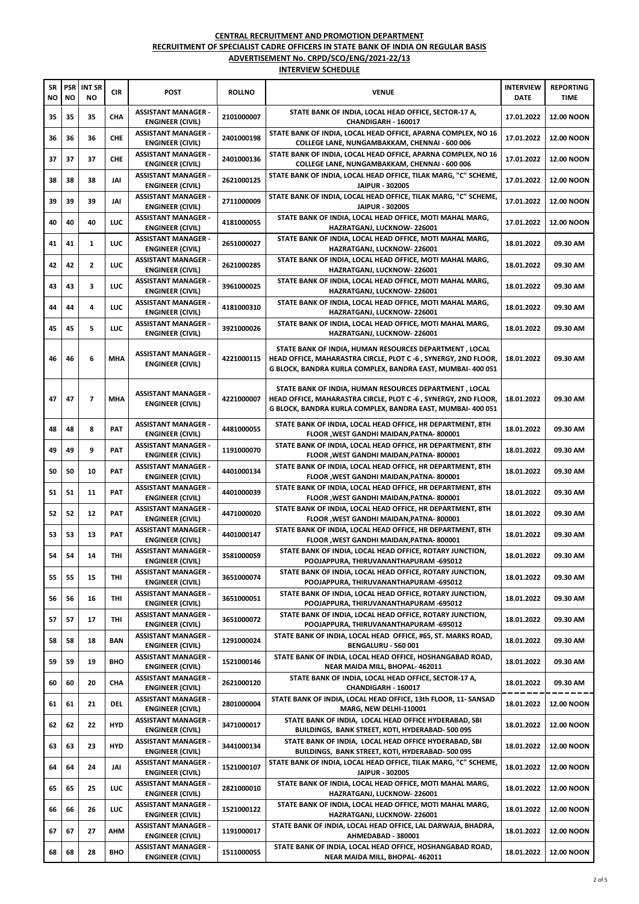**CENTRAL RECRUITMENT AND PROMOTION DEPARTMENT**

**RECRUITMENT OF SPECIALIST CADRE OFFICERS IN STATE BANK OF INDIA ON REGULAR BASIS**

**ADVERTISEMENT No. CRPD/SCO/ENG/2021-22/13**

**INTERVIEW SCHEDULE**

| SR NO | PSR NO | INT SR NO | CIR | POST | ROLLNO | VENUE | INTERVIEW DATE | REPORTING TIME |
|---|---|---|---|---|---|---|---|---|
| 35 | 35 | 35 | CHA | ASSISTANT MANAGER - ENGINEER (CIVIL) | 2101000007 | STATE BANK OF INDIA, LOCAL HEAD OFFICE, SECTOR-17 A, CHANDIGARH - 160017 | 17.01.2022 | 12.00 NOON |
| 36 | 36 | 36 | CHE | ASSISTANT MANAGER - ENGINEER (CIVIL) | 2401000198 | STATE BANK OF INDIA, LOCAL HEAD OFFICE, APARNA COMPLEX, NO 16 COLLEGE LANE, NUNGAMBAKKAM, CHENNAI - 600 006 | 17.01.2022 | 12.00 NOON |
| 37 | 37 | 37 | CHE | ASSISTANT MANAGER - ENGINEER (CIVIL) | 2401000136 | STATE BANK OF INDIA, LOCAL HEAD OFFICE, APARNA COMPLEX, NO 16 COLLEGE LANE, NUNGAMBAKKAM, CHENNAI - 600 006 | 17.01.2022 | 12.00 NOON |
| 38 | 38 | 38 | JAI | ASSISTANT MANAGER - ENGINEER (CIVIL) | 2621000125 | STATE BANK OF INDIA, LOCAL HEAD OFFICE, TILAK MARG, "C" SCHEME, JAIPUR - 302005 | 17.01.2022 | 12.00 NOON |
| 39 | 39 | 39 | JAI | ASSISTANT MANAGER - ENGINEER (CIVIL) | 2711000009 | STATE BANK OF INDIA, LOCAL HEAD OFFICE, TILAK MARG, "C" SCHEME, JAIPUR - 302005 | 17.01.2022 | 12.00 NOON |
| 40 | 40 | 40 | LUC | ASSISTANT MANAGER - ENGINEER (CIVIL) | 4181000055 | STATE BANK OF INDIA, LOCAL HEAD OFFICE, MOTI MAHAL MARG, HAZRATGANJ, LUCKNOW- 226001 | 17.01.2022 | 12.00 NOON |
| 41 | 41 | 1 | LUC | ASSISTANT MANAGER - ENGINEER (CIVIL) | 2651000027 | STATE BANK OF INDIA, LOCAL HEAD OFFICE, MOTI MAHAL MARG, HAZRATGANJ, LUCKNOW- 226001 | 18.01.2022 | 09.30 AM |
| 42 | 42 | 2 | LUC | ASSISTANT MANAGER - ENGINEER (CIVIL) | 2621000285 | STATE BANK OF INDIA, LOCAL HEAD OFFICE, MOTI MAHAL MARG, HAZRATGANJ, LUCKNOW- 226001 | 18.01.2022 | 09.30 AM |
| 43 | 43 | 3 | LUC | ASSISTANT MANAGER - ENGINEER (CIVIL) | 3961000025 | STATE BANK OF INDIA, LOCAL HEAD OFFICE, MOTI MAHAL MARG, HAZRATGANJ, LUCKNOW- 226001 | 18.01.2022 | 09.30 AM |
| 44 | 44 | 4 | LUC | ASSISTANT MANAGER - ENGINEER (CIVIL) | 4181000310 | STATE BANK OF INDIA, LOCAL HEAD OFFICE, MOTI MAHAL MARG, HAZRATGANJ, LUCKNOW- 226001 | 18.01.2022 | 09.30 AM |
| 45 | 45 | 5 | LUC | ASSISTANT MANAGER - ENGINEER (CIVIL) | 3921000026 | STATE BANK OF INDIA, LOCAL HEAD OFFICE, MOTI MAHAL MARG, HAZRATGANJ, LUCKNOW- 226001 | 18.01.2022 | 09.30 AM |
| 46 | 46 | 6 | MHA | ASSISTANT MANAGER - ENGINEER (CIVIL) | 4221000115 | STATE BANK OF INDIA, HUMAN RESOURCES DEPARTMENT , LOCAL HEAD OFFICE, MAHARASTRA CIRCLE, PLOT C -6 , SYNERGY, 2ND FLOOR, G BLOCK, BANDRA KURLA COMPLEX, BANDRA EAST, MUMBAI- 400 051 | 18.01.2022 | 09.30 AM |
| 47 | 47 | 7 | MHA | ASSISTANT MANAGER - ENGINEER (CIVIL) | 4221000007 | STATE BANK OF INDIA, HUMAN RESOURCES DEPARTMENT , LOCAL HEAD OFFICE, MAHARASTRA CIRCLE, PLOT C -6 , SYNERGY, 2ND FLOOR, G BLOCK, BANDRA KURLA COMPLEX, BANDRA EAST, MUMBAI- 400 051 | 18.01.2022 | 09.30 AM |
| 48 | 48 | 8 | PAT | ASSISTANT MANAGER - ENGINEER (CIVIL) | 4481000055 | STATE BANK OF INDIA, LOCAL HEAD OFFICE, HR DEPARTMENT, 8TH FLOOR ,WEST GANDHI MAIDAN,PATNA- 800001 | 18.01.2022 | 09.30 AM |
| 49 | 49 | 9 | PAT | ASSISTANT MANAGER - ENGINEER (CIVIL) | 1191000070 | STATE BANK OF INDIA, LOCAL HEAD OFFICE, HR DEPARTMENT, 8TH FLOOR ,WEST GANDHI MAIDAN,PATNA- 800001 | 18.01.2022 | 09.30 AM |
| 50 | 50 | 10 | PAT | ASSISTANT MANAGER - ENGINEER (CIVIL) | 4401000134 | STATE BANK OF INDIA, LOCAL HEAD OFFICE, HR DEPARTMENT, 8TH FLOOR ,WEST GANDHI MAIDAN,PATNA- 800001 | 18.01.2022 | 09.30 AM |
| 51 | 51 | 11 | PAT | ASSISTANT MANAGER - ENGINEER (CIVIL) | 4401000039 | STATE BANK OF INDIA, LOCAL HEAD OFFICE, HR DEPARTMENT, 8TH FLOOR ,WEST GANDHI MAIDAN,PATNA- 800001 | 18.01.2022 | 09.30 AM |
| 52 | 52 | 12 | PAT | ASSISTANT MANAGER - ENGINEER (CIVIL) | 4471000020 | STATE BANK OF INDIA, LOCAL HEAD OFFICE, HR DEPARTMENT, 8TH FLOOR ,WEST GANDHI MAIDAN,PATNA- 800001 | 18.01.2022 | 09.30 AM |
| 53 | 53 | 13 | PAT | ASSISTANT MANAGER - ENGINEER (CIVIL) | 4401000147 | STATE BANK OF INDIA, LOCAL HEAD OFFICE, HR DEPARTMENT, 8TH FLOOR ,WEST GANDHI MAIDAN,PATNA- 800001 | 18.01.2022 | 09.30 AM |
| 54 | 54 | 14 | THI | ASSISTANT MANAGER - ENGINEER (CIVIL) | 3581000059 | STATE BANK OF INDIA, LOCAL HEAD OFFICE, ROTARY JUNCTION, POOJAPPURA, THIRUVANANTHAPURAM -695012 | 18.01.2022 | 09.30 AM |
| 55 | 55 | 15 | THI | ASSISTANT MANAGER - ENGINEER (CIVIL) | 3651000074 | STATE BANK OF INDIA, LOCAL HEAD OFFICE, ROTARY JUNCTION, POOJAPPURA, THIRUVANANTHAPURAM -695012 | 18.01.2022 | 09.30 AM |
| 56 | 56 | 16 | THI | ASSISTANT MANAGER - ENGINEER (CIVIL) | 3651000051 | STATE BANK OF INDIA, LOCAL HEAD OFFICE, ROTARY JUNCTION, POOJAPPURA, THIRUVANANTHAPURAM -695012 | 18.01.2022 | 09.30 AM |
| 57 | 57 | 17 | THI | ASSISTANT MANAGER - ENGINEER (CIVIL) | 3651000072 | STATE BANK OF INDIA, LOCAL HEAD OFFICE, ROTARY JUNCTION, POOJAPPURA, THIRUVANANTHAPURAM -695012 | 18.01.2022 | 09.30 AM |
| 58 | 58 | 18 | BAN | ASSISTANT MANAGER - ENGINEER (CIVIL) | 1291000024 | STATE BANK OF INDIA, LOCAL HEAD OFFICE, #65, ST. MARKS ROAD, BENGALURU - 560 001 | 18.01.2022 | 09.30 AM |
| 59 | 59 | 19 | BHO | ASSISTANT MANAGER - ENGINEER (CIVIL) | 1521000146 | STATE BANK OF INDIA, LOCAL HEAD OFFICE, HOSHANGABAD ROAD, NEAR MAIDA MILL, BHOPAL- 462011 | 18.01.2022 | 09.30 AM |
| 60 | 60 | 20 | CHA | ASSISTANT MANAGER - ENGINEER (CIVIL) | 2621000120 | STATE BANK OF INDIA, LOCAL HEAD OFFICE, SECTOR-17 A, CHANDIGARH - 160017 | 18.01.2022 | 09.30 AM |
| 61 | 61 | 21 | DEL | ASSISTANT MANAGER - ENGINEER (CIVIL) | 2801000004 | STATE BANK OF INDIA, LOCAL HEAD OFFICE, 13th FLOOR, 11- SANSAD MARG, NEW DELHI-110001 | 18.01.2022 | 12.00 NOON |
| 62 | 62 | 22 | HYD | ASSISTANT MANAGER - ENGINEER (CIVIL) | 3471000017 | STATE BANK OF INDIA, LOCAL HEAD OFFICE HYDERABAD, SBI BUILDINGS, BANK STREET, KOTI, HYDERABAD- 500 095 | 18.01.2022 | 12.00 NOON |
| 63 | 63 | 23 | HYD | ASSISTANT MANAGER - ENGINEER (CIVIL) | 3441000134 | STATE BANK OF INDIA, LOCAL HEAD OFFICE HYDERABAD, SBI BUILDINGS, BANK STREET, KOTI, HYDERABAD- 500 095 | 18.01.2022 | 12.00 NOON |
| 64 | 64 | 24 | JAI | ASSISTANT MANAGER - ENGINEER (CIVIL) | 1521000107 | STATE BANK OF INDIA, LOCAL HEAD OFFICE, TILAK MARG, "C" SCHEME, JAIPUR - 302005 | 18.01.2022 | 12.00 NOON |
| 65 | 65 | 25 | LUC | ASSISTANT MANAGER - ENGINEER (CIVIL) | 2821000010 | STATE BANK OF INDIA, LOCAL HEAD OFFICE, MOTI MAHAL MARG, HAZRATGANJ, LUCKNOW- 226001 | 18.01.2022 | 12.00 NOON |
| 66 | 66 | 26 | LUC | ASSISTANT MANAGER - ENGINEER (CIVIL) | 1521000122 | STATE BANK OF INDIA, LOCAL HEAD OFFICE, MOTI MAHAL MARG, HAZRATGANJ, LUCKNOW- 226001 | 18.01.2022 | 12.00 NOON |
| 67 | 67 | 27 | AHM | ASSISTANT MANAGER - ENGINEER (CIVIL) | 1191000017 | STATE BANK OF INDIA, LOCAL HEAD OFFICE, LAL DARWAJA, BHADRA, AHMEDABAD - 380001 | 18.01.2022 | 12.00 NOON |
| 68 | 68 | 28 | BHO | ASSISTANT MANAGER - ENGINEER (CIVIL) | 1511000055 | STATE BANK OF INDIA, LOCAL HEAD OFFICE, HOSHANGABAD ROAD, NEAR MAIDA MILL, BHOPAL- 462011 | 18.01.2022 | 12.00 NOON |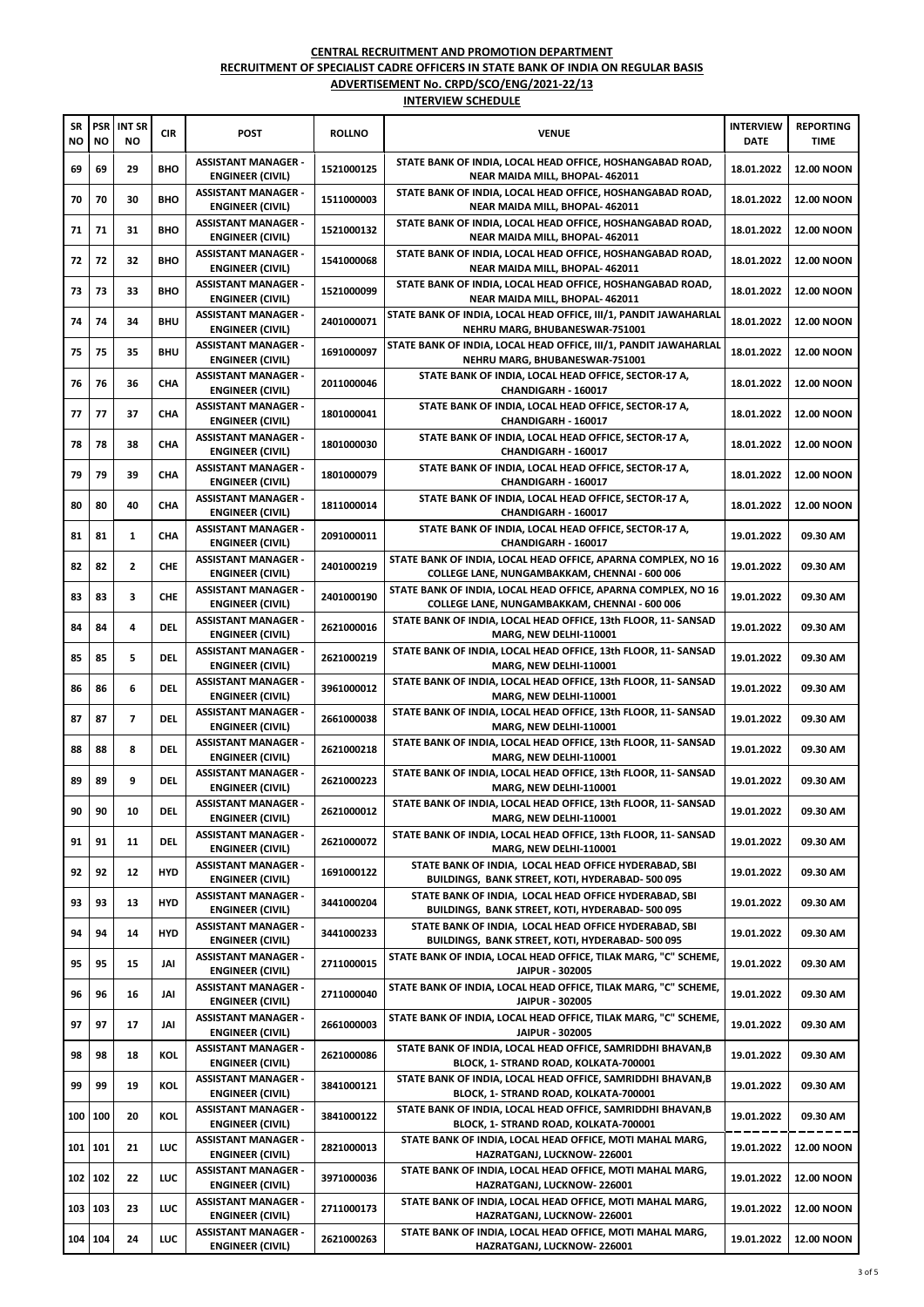**CENTRAL RECRUITMENT AND PROMOTION DEPARTMENT**

**RECRUITMENT OF SPECIALIST CADRE OFFICERS IN STATE BANK OF INDIA ON REGULAR BASIS**

**ADVERTISEMENT No. CRPD/SCO/ENG/2021-22/13**

**INTERVIEW SCHEDULE**

| SR NO | PSR NO | INT SR NO | CIR | POST | ROLLNO | VENUE | INTERVIEW DATE | REPORTING TIME |
|---|---|---|---|---|---|---|---|---|
| 69 | 69 | 29 | BHO | ASSISTANT MANAGER - ENGINEER (CIVIL) | 1521000125 | STATE BANK OF INDIA, LOCAL HEAD OFFICE, HOSHANGABAD ROAD, NEAR MAIDA MILL, BHOPAL- 462011 | 18.01.2022 | 12.00 NOON |
| 70 | 70 | 30 | BHO | ASSISTANT MANAGER - ENGINEER (CIVIL) | 1511000003 | STATE BANK OF INDIA, LOCAL HEAD OFFICE, HOSHANGABAD ROAD, NEAR MAIDA MILL, BHOPAL- 462011 | 18.01.2022 | 12.00 NOON |
| 71 | 71 | 31 | BHO | ASSISTANT MANAGER - ENGINEER (CIVIL) | 1521000132 | STATE BANK OF INDIA, LOCAL HEAD OFFICE, HOSHANGABAD ROAD, NEAR MAIDA MILL, BHOPAL- 462011 | 18.01.2022 | 12.00 NOON |
| 72 | 72 | 32 | BHO | ASSISTANT MANAGER - ENGINEER (CIVIL) | 1541000068 | STATE BANK OF INDIA, LOCAL HEAD OFFICE, HOSHANGABAD ROAD, NEAR MAIDA MILL, BHOPAL- 462011 | 18.01.2022 | 12.00 NOON |
| 73 | 73 | 33 | BHO | ASSISTANT MANAGER - ENGINEER (CIVIL) | 1521000099 | STATE BANK OF INDIA, LOCAL HEAD OFFICE, HOSHANGABAD ROAD, NEAR MAIDA MILL, BHOPAL- 462011 | 18.01.2022 | 12.00 NOON |
| 74 | 74 | 34 | BHU | ASSISTANT MANAGER - ENGINEER (CIVIL) | 2401000071 | STATE BANK OF INDIA, LOCAL HEAD OFFICE, III/1, PANDIT JAWAHARLAL NEHRU MARG, BHUBANESWAR-751001 | 18.01.2022 | 12.00 NOON |
| 75 | 75 | 35 | BHU | ASSISTANT MANAGER - ENGINEER (CIVIL) | 1691000097 | STATE BANK OF INDIA, LOCAL HEAD OFFICE, III/1, PANDIT JAWAHARLAL NEHRU MARG, BHUBANESWAR-751001 | 18.01.2022 | 12.00 NOON |
| 76 | 76 | 36 | CHA | ASSISTANT MANAGER - ENGINEER (CIVIL) | 2011000046 | STATE BANK OF INDIA, LOCAL HEAD OFFICE, SECTOR-17 A, CHANDIGARH - 160017 | 18.01.2022 | 12.00 NOON |
| 77 | 77 | 37 | CHA | ASSISTANT MANAGER - ENGINEER (CIVIL) | 1801000041 | STATE BANK OF INDIA, LOCAL HEAD OFFICE, SECTOR-17 A, CHANDIGARH - 160017 | 18.01.2022 | 12.00 NOON |
| 78 | 78 | 38 | CHA | ASSISTANT MANAGER - ENGINEER (CIVIL) | 1801000030 | STATE BANK OF INDIA, LOCAL HEAD OFFICE, SECTOR-17 A, CHANDIGARH - 160017 | 18.01.2022 | 12.00 NOON |
| 79 | 79 | 39 | CHA | ASSISTANT MANAGER - ENGINEER (CIVIL) | 1801000079 | STATE BANK OF INDIA, LOCAL HEAD OFFICE, SECTOR-17 A, CHANDIGARH - 160017 | 18.01.2022 | 12.00 NOON |
| 80 | 80 | 40 | CHA | ASSISTANT MANAGER - ENGINEER (CIVIL) | 1811000014 | STATE BANK OF INDIA, LOCAL HEAD OFFICE, SECTOR-17 A, CHANDIGARH - 160017 | 18.01.2022 | 12.00 NOON |
| 81 | 81 | 1 | CHA | ASSISTANT MANAGER - ENGINEER (CIVIL) | 2091000011 | STATE BANK OF INDIA, LOCAL HEAD OFFICE, SECTOR-17 A, CHANDIGARH - 160017 | 19.01.2022 | 09.30 AM |
| 82 | 82 | 2 | CHE | ASSISTANT MANAGER - ENGINEER (CIVIL) | 2401000219 | STATE BANK OF INDIA, LOCAL HEAD OFFICE, APARNA COMPLEX, NO 16 COLLEGE LANE, NUNGAMBAKKAM, CHENNAI - 600 006 | 19.01.2022 | 09.30 AM |
| 83 | 83 | 3 | CHE | ASSISTANT MANAGER - ENGINEER (CIVIL) | 2401000190 | STATE BANK OF INDIA, LOCAL HEAD OFFICE, APARNA COMPLEX, NO 16 COLLEGE LANE, NUNGAMBAKKAM, CHENNAI - 600 006 | 19.01.2022 | 09.30 AM |
| 84 | 84 | 4 | DEL | ASSISTANT MANAGER - ENGINEER (CIVIL) | 2621000016 | STATE BANK OF INDIA, LOCAL HEAD OFFICE, 13th FLOOR, 11- SANSAD MARG, NEW DELHI-110001 | 19.01.2022 | 09.30 AM |
| 85 | 85 | 5 | DEL | ASSISTANT MANAGER - ENGINEER (CIVIL) | 2621000219 | STATE BANK OF INDIA, LOCAL HEAD OFFICE, 13th FLOOR, 11- SANSAD MARG, NEW DELHI-110001 | 19.01.2022 | 09.30 AM |
| 86 | 86 | 6 | DEL | ASSISTANT MANAGER - ENGINEER (CIVIL) | 3961000012 | STATE BANK OF INDIA, LOCAL HEAD OFFICE, 13th FLOOR, 11- SANSAD MARG, NEW DELHI-110001 | 19.01.2022 | 09.30 AM |
| 87 | 87 | 7 | DEL | ASSISTANT MANAGER - ENGINEER (CIVIL) | 2661000038 | STATE BANK OF INDIA, LOCAL HEAD OFFICE, 13th FLOOR, 11- SANSAD MARG, NEW DELHI-110001 | 19.01.2022 | 09.30 AM |
| 88 | 88 | 8 | DEL | ASSISTANT MANAGER - ENGINEER (CIVIL) | 2621000218 | STATE BANK OF INDIA, LOCAL HEAD OFFICE, 13th FLOOR, 11- SANSAD MARG, NEW DELHI-110001 | 19.01.2022 | 09.30 AM |
| 89 | 89 | 9 | DEL | ASSISTANT MANAGER - ENGINEER (CIVIL) | 2621000223 | STATE BANK OF INDIA, LOCAL HEAD OFFICE, 13th FLOOR, 11- SANSAD MARG, NEW DELHI-110001 | 19.01.2022 | 09.30 AM |
| 90 | 90 | 10 | DEL | ASSISTANT MANAGER - ENGINEER (CIVIL) | 2621000012 | STATE BANK OF INDIA, LOCAL HEAD OFFICE, 13th FLOOR, 11- SANSAD MARG, NEW DELHI-110001 | 19.01.2022 | 09.30 AM |
| 91 | 91 | 11 | DEL | ASSISTANT MANAGER - ENGINEER (CIVIL) | 2621000072 | STATE BANK OF INDIA, LOCAL HEAD OFFICE, 13th FLOOR, 11- SANSAD MARG, NEW DELHI-110001 | 19.01.2022 | 09.30 AM |
| 92 | 92 | 12 | HYD | ASSISTANT MANAGER - ENGINEER (CIVIL) | 1691000122 | STATE BANK OF INDIA, LOCAL HEAD OFFICE HYDERABAD, SBI BUILDINGS, BANK STREET, KOTI, HYDERABAD- 500 095 | 19.01.2022 | 09.30 AM |
| 93 | 93 | 13 | HYD | ASSISTANT MANAGER - ENGINEER (CIVIL) | 3441000204 | STATE BANK OF INDIA, LOCAL HEAD OFFICE HYDERABAD, SBI BUILDINGS, BANK STREET, KOTI, HYDERABAD- 500 095 | 19.01.2022 | 09.30 AM |
| 94 | 94 | 14 | HYD | ASSISTANT MANAGER - ENGINEER (CIVIL) | 3441000233 | STATE BANK OF INDIA, LOCAL HEAD OFFICE HYDERABAD, SBI BUILDINGS, BANK STREET, KOTI, HYDERABAD- 500 095 | 19.01.2022 | 09.30 AM |
| 95 | 95 | 15 | JAI | ASSISTANT MANAGER - ENGINEER (CIVIL) | 2711000015 | STATE BANK OF INDIA, LOCAL HEAD OFFICE, TILAK MARG, "C" SCHEME, JAIPUR - 302005 | 19.01.2022 | 09.30 AM |
| 96 | 96 | 16 | JAI | ASSISTANT MANAGER - ENGINEER (CIVIL) | 2711000040 | STATE BANK OF INDIA, LOCAL HEAD OFFICE, TILAK MARG, "C" SCHEME, JAIPUR - 302005 | 19.01.2022 | 09.30 AM |
| 97 | 97 | 17 | JAI | ASSISTANT MANAGER - ENGINEER (CIVIL) | 2661000003 | STATE BANK OF INDIA, LOCAL HEAD OFFICE, TILAK MARG, "C" SCHEME, JAIPUR - 302005 | 19.01.2022 | 09.30 AM |
| 98 | 98 | 18 | KOL | ASSISTANT MANAGER - ENGINEER (CIVIL) | 2621000086 | STATE BANK OF INDIA, LOCAL HEAD OFFICE, SAMRIDDHI BHAVAN,B BLOCK, 1- STRAND ROAD, KOLKATA-700001 | 19.01.2022 | 09.30 AM |
| 99 | 99 | 19 | KOL | ASSISTANT MANAGER - ENGINEER (CIVIL) | 3841000121 | STATE BANK OF INDIA, LOCAL HEAD OFFICE, SAMRIDDHI BHAVAN,B BLOCK, 1- STRAND ROAD, KOLKATA-700001 | 19.01.2022 | 09.30 AM |
| 100 | 100 | 20 | KOL | ASSISTANT MANAGER - ENGINEER (CIVIL) | 3841000122 | STATE BANK OF INDIA, LOCAL HEAD OFFICE, SAMRIDDHI BHAVAN,B BLOCK, 1- STRAND ROAD, KOLKATA-700001 | 19.01.2022 | 09.30 AM |
| 101 | 101 | 21 | LUC | ASSISTANT MANAGER - ENGINEER (CIVIL) | 2821000013 | STATE BANK OF INDIA, LOCAL HEAD OFFICE, MOTI MAHAL MARG, HAZRATGANJ, LUCKNOW- 226001 | 19.01.2022 | 12.00 NOON |
| 102 | 102 | 22 | LUC | ASSISTANT MANAGER - ENGINEER (CIVIL) | 3971000036 | STATE BANK OF INDIA, LOCAL HEAD OFFICE, MOTI MAHAL MARG, HAZRATGANJ, LUCKNOW- 226001 | 19.01.2022 | 12.00 NOON |
| 103 | 103 | 23 | LUC | ASSISTANT MANAGER - ENGINEER (CIVIL) | 2711000173 | STATE BANK OF INDIA, LOCAL HEAD OFFICE, MOTI MAHAL MARG, HAZRATGANJ, LUCKNOW- 226001 | 19.01.2022 | 12.00 NOON |
| 104 | 104 | 24 | LUC | ASSISTANT MANAGER - ENGINEER (CIVIL) | 2621000263 | STATE BANK OF INDIA, LOCAL HEAD OFFICE, MOTI MAHAL MARG, HAZRATGANJ, LUCKNOW- 226001 | 19.01.2022 | 12.00 NOON |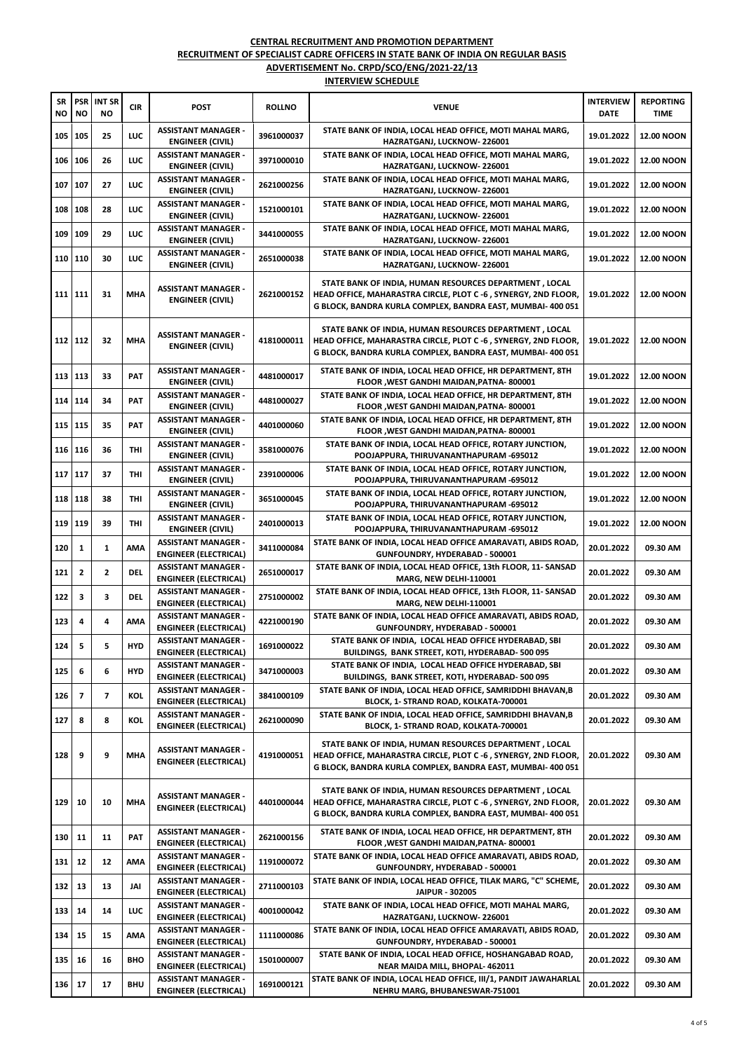**CENTRAL RECRUITMENT AND PROMOTION DEPARTMENT**

**RECRUITMENT OF SPECIALIST CADRE OFFICERS IN STATE BANK OF INDIA ON REGULAR BASIS**

**ADVERTISEMENT No. CRPD/SCO/ENG/2021-22/13**

**INTERVIEW SCHEDULE**

| SR NO | PSR NO | INT SR NO | CIR | POST | ROLLNO | VENUE | INTERVIEW DATE | REPORTING TIME |
|---|---|---|---|---|---|---|---|---|
| 105 | 105 | 25 | LUC | ASSISTANT MANAGER - ENGINEER (CIVIL) | 3961000037 | STATE BANK OF INDIA, LOCAL HEAD OFFICE, MOTI MAHAL MARG, HAZRATGANJ, LUCKNOW- 226001 | 19.01.2022 | 12.00 NOON |
| 106 | 106 | 26 | LUC | ASSISTANT MANAGER - ENGINEER (CIVIL) | 3971000010 | STATE BANK OF INDIA, LOCAL HEAD OFFICE, MOTI MAHAL MARG, HAZRATGANJ, LUCKNOW- 226001 | 19.01.2022 | 12.00 NOON |
| 107 | 107 | 27 | LUC | ASSISTANT MANAGER - ENGINEER (CIVIL) | 2621000256 | STATE BANK OF INDIA, LOCAL HEAD OFFICE, MOTI MAHAL MARG, HAZRATGANJ, LUCKNOW- 226001 | 19.01.2022 | 12.00 NOON |
| 108 | 108 | 28 | LUC | ASSISTANT MANAGER - ENGINEER (CIVIL) | 1521000101 | STATE BANK OF INDIA, LOCAL HEAD OFFICE, MOTI MAHAL MARG, HAZRATGANJ, LUCKNOW- 226001 | 19.01.2022 | 12.00 NOON |
| 109 | 109 | 29 | LUC | ASSISTANT MANAGER - ENGINEER (CIVIL) | 3441000055 | STATE BANK OF INDIA, LOCAL HEAD OFFICE, MOTI MAHAL MARG, HAZRATGANJ, LUCKNOW- 226001 | 19.01.2022 | 12.00 NOON |
| 110 | 110 | 30 | LUC | ASSISTANT MANAGER - ENGINEER (CIVIL) | 2651000038 | STATE BANK OF INDIA, LOCAL HEAD OFFICE, MOTI MAHAL MARG, HAZRATGANJ, LUCKNOW- 226001 | 19.01.2022 | 12.00 NOON |
| 111 | 111 | 31 | MHA | ASSISTANT MANAGER - ENGINEER (CIVIL) | 2621000152 | STATE BANK OF INDIA, HUMAN RESOURCES DEPARTMENT , LOCAL HEAD OFFICE, MAHARASTRA CIRCLE, PLOT C -6 , SYNERGY, 2ND FLOOR, G BLOCK, BANDRA KURLA COMPLEX, BANDRA EAST, MUMBAI- 400 051 | 19.01.2022 | 12.00 NOON |
| 112 | 112 | 32 | MHA | ASSISTANT MANAGER - ENGINEER (CIVIL) | 4181000011 | STATE BANK OF INDIA, HUMAN RESOURCES DEPARTMENT , LOCAL HEAD OFFICE, MAHARASTRA CIRCLE, PLOT C -6 , SYNERGY, 2ND FLOOR, G BLOCK, BANDRA KURLA COMPLEX, BANDRA EAST, MUMBAI- 400 051 | 19.01.2022 | 12.00 NOON |
| 113 | 113 | 33 | PAT | ASSISTANT MANAGER - ENGINEER (CIVIL) | 4481000017 | STATE BANK OF INDIA, LOCAL HEAD OFFICE, HR DEPARTMENT, 8TH FLOOR ,WEST GANDHI MAIDAN,PATNA- 800001 | 19.01.2022 | 12.00 NOON |
| 114 | 114 | 34 | PAT | ASSISTANT MANAGER - ENGINEER (CIVIL) | 4481000027 | STATE BANK OF INDIA, LOCAL HEAD OFFICE, HR DEPARTMENT, 8TH FLOOR ,WEST GANDHI MAIDAN,PATNA- 800001 | 19.01.2022 | 12.00 NOON |
| 115 | 115 | 35 | PAT | ASSISTANT MANAGER - ENGINEER (CIVIL) | 4401000060 | STATE BANK OF INDIA, LOCAL HEAD OFFICE, HR DEPARTMENT, 8TH FLOOR ,WEST GANDHI MAIDAN,PATNA- 800001 | 19.01.2022 | 12.00 NOON |
| 116 | 116 | 36 | THI | ASSISTANT MANAGER - ENGINEER (CIVIL) | 3581000076 | STATE BANK OF INDIA, LOCAL HEAD OFFICE, ROTARY JUNCTION, POOJAPPURA, THIRUVANANTHAPURAM -695012 | 19.01.2022 | 12.00 NOON |
| 117 | 117 | 37 | THI | ASSISTANT MANAGER - ENGINEER (CIVIL) | 2391000006 | STATE BANK OF INDIA, LOCAL HEAD OFFICE, ROTARY JUNCTION, POOJAPPURA, THIRUVANANTHAPURAM -695012 | 19.01.2022 | 12.00 NOON |
| 118 | 118 | 38 | THI | ASSISTANT MANAGER - ENGINEER (CIVIL) | 3651000045 | STATE BANK OF INDIA, LOCAL HEAD OFFICE, ROTARY JUNCTION, POOJAPPURA, THIRUVANANTHAPURAM -695012 | 19.01.2022 | 12.00 NOON |
| 119 | 119 | 39 | THI | ASSISTANT MANAGER - ENGINEER (CIVIL) | 2401000013 | STATE BANK OF INDIA, LOCAL HEAD OFFICE, ROTARY JUNCTION, POOJAPPURA, THIRUVANANTHAPURAM -695012 | 19.01.2022 | 12.00 NOON |
| 120 | 1 | 1 | AMA | ASSISTANT MANAGER - ENGINEER (ELECTRICAL) | 3411000084 | STATE BANK OF INDIA, LOCAL HEAD OFFICE AMARAVATI, ABIDS ROAD, GUNFOUNDRY, HYDERABAD - 500001 | 20.01.2022 | 09.30 AM |
| 121 | 2 | 2 | DEL | ASSISTANT MANAGER - ENGINEER (ELECTRICAL) | 2651000017 | STATE BANK OF INDIA, LOCAL HEAD OFFICE, 13th FLOOR, 11- SANSAD MARG, NEW DELHI-110001 | 20.01.2022 | 09.30 AM |
| 122 | 3 | 3 | DEL | ASSISTANT MANAGER - ENGINEER (ELECTRICAL) | 2751000002 | STATE BANK OF INDIA, LOCAL HEAD OFFICE, 13th FLOOR, 11- SANSAD MARG, NEW DELHI-110001 | 20.01.2022 | 09.30 AM |
| 123 | 4 | 4 | AMA | ASSISTANT MANAGER - ENGINEER (ELECTRICAL) | 4221000190 | STATE BANK OF INDIA, LOCAL HEAD OFFICE AMARAVATI, ABIDS ROAD, GUNFOUNDRY, HYDERABAD - 500001 | 20.01.2022 | 09.30 AM |
| 124 | 5 | 5 | HYD | ASSISTANT MANAGER - ENGINEER (ELECTRICAL) | 1691000022 | STATE BANK OF INDIA, LOCAL HEAD OFFICE HYDERABAD, SBI BUILDINGS, BANK STREET, KOTI, HYDERABAD- 500 095 | 20.01.2022 | 09.30 AM |
| 125 | 6 | 6 | HYD | ASSISTANT MANAGER - ENGINEER (ELECTRICAL) | 3471000003 | STATE BANK OF INDIA, LOCAL HEAD OFFICE HYDERABAD, SBI BUILDINGS, BANK STREET, KOTI, HYDERABAD- 500 095 | 20.01.2022 | 09.30 AM |
| 126 | 7 | 7 | KOL | ASSISTANT MANAGER - ENGINEER (ELECTRICAL) | 3841000109 | STATE BANK OF INDIA, LOCAL HEAD OFFICE, SAMRIDDHI BHAVAN,B BLOCK, 1- STRAND ROAD, KOLKATA-700001 | 20.01.2022 | 09.30 AM |
| 127 | 8 | 8 | KOL | ASSISTANT MANAGER - ENGINEER (ELECTRICAL) | 2621000090 | STATE BANK OF INDIA, LOCAL HEAD OFFICE, SAMRIDDHI BHAVAN,B BLOCK, 1- STRAND ROAD, KOLKATA-700001 | 20.01.2022 | 09.30 AM |
| 128 | 9 | 9 | MHA | ASSISTANT MANAGER - ENGINEER (ELECTRICAL) | 4191000051 | STATE BANK OF INDIA, HUMAN RESOURCES DEPARTMENT , LOCAL HEAD OFFICE, MAHARASTRA CIRCLE, PLOT C -6 , SYNERGY, 2ND FLOOR, G BLOCK, BANDRA KURLA COMPLEX, BANDRA EAST, MUMBAI- 400 051 | 20.01.2022 | 09.30 AM |
| 129 | 10 | 10 | MHA | ASSISTANT MANAGER - ENGINEER (ELECTRICAL) | 4401000044 | STATE BANK OF INDIA, HUMAN RESOURCES DEPARTMENT , LOCAL HEAD OFFICE, MAHARASTRA CIRCLE, PLOT C -6 , SYNERGY, 2ND FLOOR, G BLOCK, BANDRA KURLA COMPLEX, BANDRA EAST, MUMBAI- 400 051 | 20.01.2022 | 09.30 AM |
| 130 | 11 | 11 | PAT | ASSISTANT MANAGER - ENGINEER (ELECTRICAL) | 2621000156 | STATE BANK OF INDIA, LOCAL HEAD OFFICE, HR DEPARTMENT, 8TH FLOOR ,WEST GANDHI MAIDAN,PATNA- 800001 | 20.01.2022 | 09.30 AM |
| 131 | 12 | 12 | AMA | ASSISTANT MANAGER - ENGINEER (ELECTRICAL) | 1191000072 | STATE BANK OF INDIA, LOCAL HEAD OFFICE AMARAVATI, ABIDS ROAD, GUNFOUNDRY, HYDERABAD - 500001 | 20.01.2022 | 09.30 AM |
| 132 | 13 | 13 | JAI | ASSISTANT MANAGER - ENGINEER (ELECTRICAL) | 2711000103 | STATE BANK OF INDIA, LOCAL HEAD OFFICE, TILAK MARG, "C" SCHEME, JAIPUR - 302005 | 20.01.2022 | 09.30 AM |
| 133 | 14 | 14 | LUC | ASSISTANT MANAGER - ENGINEER (ELECTRICAL) | 4001000042 | STATE BANK OF INDIA, LOCAL HEAD OFFICE, MOTI MAHAL MARG, HAZRATGANJ, LUCKNOW- 226001 | 20.01.2022 | 09.30 AM |
| 134 | 15 | 15 | AMA | ASSISTANT MANAGER - ENGINEER (ELECTRICAL) | 1111000086 | STATE BANK OF INDIA, LOCAL HEAD OFFICE AMARAVATI, ABIDS ROAD, GUNFOUNDRY, HYDERABAD - 500001 | 20.01.2022 | 09.30 AM |
| 135 | 16 | 16 | BHO | ASSISTANT MANAGER - ENGINEER (ELECTRICAL) | 1501000007 | STATE BANK OF INDIA, LOCAL HEAD OFFICE, HOSHANGABAD ROAD, NEAR MAIDA MILL, BHOPAL- 462011 | 20.01.2022 | 09.30 AM |
| 136 | 17 | 17 | BHU | ASSISTANT MANAGER - ENGINEER (ELECTRICAL) | 1691000121 | STATE BANK OF INDIA, LOCAL HEAD OFFICE, III/1, PANDIT JAWAHARLAL NEHRU MARG, BHUBANESWAR-751001 | 20.01.2022 | 09.30 AM |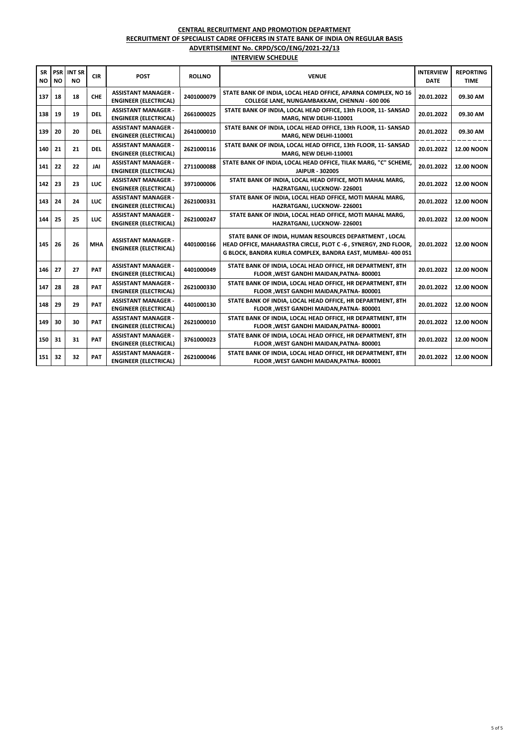**CENTRAL RECRUITMENT AND PROMOTION DEPARTMENT**

**RECRUITMENT OF SPECIALIST CADRE OFFICERS IN STATE BANK OF INDIA ON REGULAR BASIS**

**ADVERTISEMENT No. CRPD/SCO/ENG/2021-22/13**

**INTERVIEW SCHEDULE**

| SR NO | PSR NO | INT SR NO | CIR | POST | ROLLNO | VENUE | INTERVIEW DATE | REPORTING TIME |
|---|---|---|---|---|---|---|---|---|
| 137 | 18 | 18 | CHE | ASSISTANT MANAGER - ENGINEER (ELECTRICAL) | 2401000079 | STATE BANK OF INDIA, LOCAL HEAD OFFICE, APARNA COMPLEX, NO 16 COLLEGE LANE, NUNGAMBAKKAM, CHENNAI - 600 006 | 20.01.2022 | 09.30 AM |
| 138 | 19 | 19 | DEL | ASSISTANT MANAGER - ENGINEER (ELECTRICAL) | 2661000025 | STATE BANK OF INDIA, LOCAL HEAD OFFICE, 13th FLOOR, 11- SANSAD MARG, NEW DELHI-110001 | 20.01.2022 | 09.30 AM |
| 139 | 20 | 20 | DEL | ASSISTANT MANAGER - ENGINEER (ELECTRICAL) | 2641000010 | STATE BANK OF INDIA, LOCAL HEAD OFFICE, 13th FLOOR, 11- SANSAD MARG, NEW DELHI-110001 | 20.01.2022 | 09.30 AM |
| 140 | 21 | 21 | DEL | ASSISTANT MANAGER - ENGINEER (ELECTRICAL) | 2621000116 | STATE BANK OF INDIA, LOCAL HEAD OFFICE, 13th FLOOR, 11- SANSAD MARG, NEW DELHI-110001 | 20.01.2022 | 12.00 NOON |
| 141 | 22 | 22 | JAI | ASSISTANT MANAGER - ENGINEER (ELECTRICAL) | 2711000088 | STATE BANK OF INDIA, LOCAL HEAD OFFICE, TILAK MARG, "C" SCHEME, JAIPUR - 302005 | 20.01.2022 | 12.00 NOON |
| 142 | 23 | 23 | LUC | ASSISTANT MANAGER - ENGINEER (ELECTRICAL) | 3971000006 | STATE BANK OF INDIA, LOCAL HEAD OFFICE, MOTI MAHAL MARG, HAZRATGANJ, LUCKNOW- 226001 | 20.01.2022 | 12.00 NOON |
| 143 | 24 | 24 | LUC | ASSISTANT MANAGER - ENGINEER (ELECTRICAL) | 2621000331 | STATE BANK OF INDIA, LOCAL HEAD OFFICE, MOTI MAHAL MARG, HAZRATGANJ, LUCKNOW- 226001 | 20.01.2022 | 12.00 NOON |
| 144 | 25 | 25 | LUC | ASSISTANT MANAGER - ENGINEER (ELECTRICAL) | 2621000247 | STATE BANK OF INDIA, LOCAL HEAD OFFICE, MOTI MAHAL MARG, HAZRATGANJ, LUCKNOW- 226001 | 20.01.2022 | 12.00 NOON |
| 145 | 26 | 26 | MHA | ASSISTANT MANAGER - ENGINEER (ELECTRICAL) | 4401000166 | STATE BANK OF INDIA, HUMAN RESOURCES DEPARTMENT , LOCAL HEAD OFFICE, MAHARASTRA CIRCLE, PLOT C -6 , SYNERGY, 2ND FLOOR, G BLOCK, BANDRA KURLA COMPLEX, BANDRA EAST, MUMBAI- 400 051 | 20.01.2022 | 12.00 NOON |
| 146 | 27 | 27 | PAT | ASSISTANT MANAGER - ENGINEER (ELECTRICAL) | 4401000049 | STATE BANK OF INDIA, LOCAL HEAD OFFICE, HR DEPARTMENT, 8TH FLOOR ,WEST GANDHI MAIDAN,PATNA- 800001 | 20.01.2022 | 12.00 NOON |
| 147 | 28 | 28 | PAT | ASSISTANT MANAGER - ENGINEER (ELECTRICAL) | 2621000330 | STATE BANK OF INDIA, LOCAL HEAD OFFICE, HR DEPARTMENT, 8TH FLOOR ,WEST GANDHI MAIDAN,PATNA- 800001 | 20.01.2022 | 12.00 NOON |
| 148 | 29 | 29 | PAT | ASSISTANT MANAGER - ENGINEER (ELECTRICAL) | 4401000130 | STATE BANK OF INDIA, LOCAL HEAD OFFICE, HR DEPARTMENT, 8TH FLOOR ,WEST GANDHI MAIDAN,PATNA- 800001 | 20.01.2022 | 12.00 NOON |
| 149 | 30 | 30 | PAT | ASSISTANT MANAGER - ENGINEER (ELECTRICAL) | 2621000010 | STATE BANK OF INDIA, LOCAL HEAD OFFICE, HR DEPARTMENT, 8TH FLOOR ,WEST GANDHI MAIDAN,PATNA- 800001 | 20.01.2022 | 12.00 NOON |
| 150 | 31 | 31 | PAT | ASSISTANT MANAGER - ENGINEER (ELECTRICAL) | 3761000023 | STATE BANK OF INDIA, LOCAL HEAD OFFICE, HR DEPARTMENT, 8TH FLOOR ,WEST GANDHI MAIDAN,PATNA- 800001 | 20.01.2022 | 12.00 NOON |
| 151 | 32 | 32 | PAT | ASSISTANT MANAGER - ENGINEER (ELECTRICAL) | 2621000046 | STATE BANK OF INDIA, LOCAL HEAD OFFICE, HR DEPARTMENT, 8TH FLOOR ,WEST GANDHI MAIDAN,PATNA- 800001 | 20.01.2022 | 12.00 NOON |